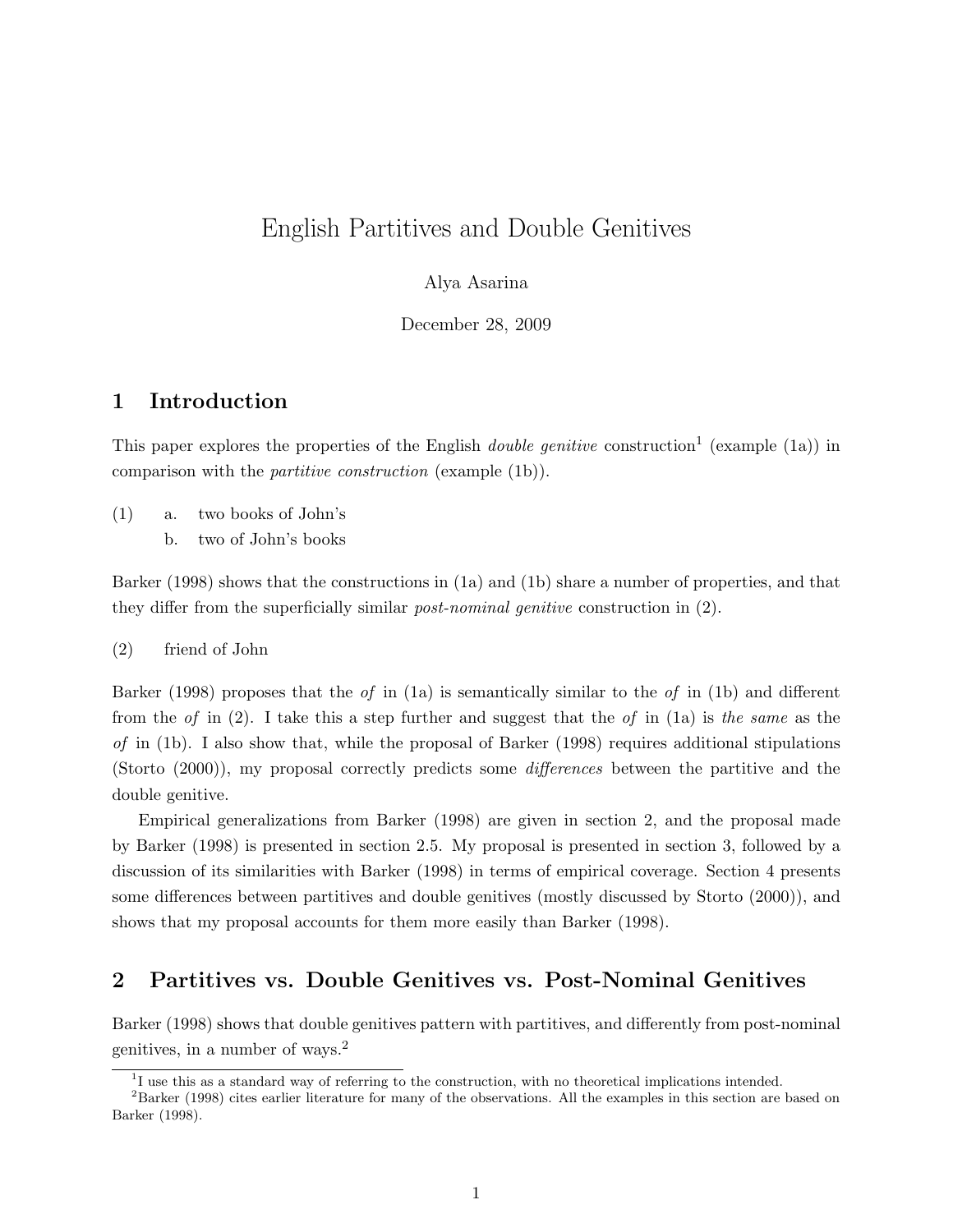# English Partitives and Double Genitives

Alya Asarina

December 28, 2009

## 1 Introduction

This paper explores the properties of the English *double genitive* construction[1] (example (1a)) in comparison with the *partitive construction* (example (1b)).

(1) a. two books of John's
    b. two of John's books

Barker (1998) shows that the constructions in (1a) and (1b) share a number of properties, and that they differ from the superficially similar *post-nominal genitive* construction in (2).

(2) friend of John

Barker (1998) proposes that the *of* in (1a) is semantically similar to the *of* in (1b) and different from the *of* in (2). I take this a step further and suggest that the *of* in (1a) is *the same* as the *of* in (1b). I also show that, while the proposal of Barker (1998) requires additional stipulations (Storto (2000)), my proposal correctly predicts some *differences* between the partitive and the double genitive.

Empirical generalizations from Barker (1998) are given in section 2, and the proposal made by Barker (1998) is presented in section 2.5. My proposal is presented in section 3, followed by a discussion of its similarities with Barker (1998) in terms of empirical coverage. Section 4 presents some differences between partitives and double genitives (mostly discussed by Storto (2000)), and shows that my proposal accounts for them more easily than Barker (1998).

## 2 Partitives vs. Double Genitives vs. Post-Nominal Genitives

Barker (1998) shows that double genitives pattern with partitives, and differently from post-nominal genitives, in a number of ways.[2]

[1] I use this as a standard way of referring to the construction, with no theoretical implications intended.

[2] Barker (1998) cites earlier literature for many of the observations. All the examples in this section are based on Barker (1998).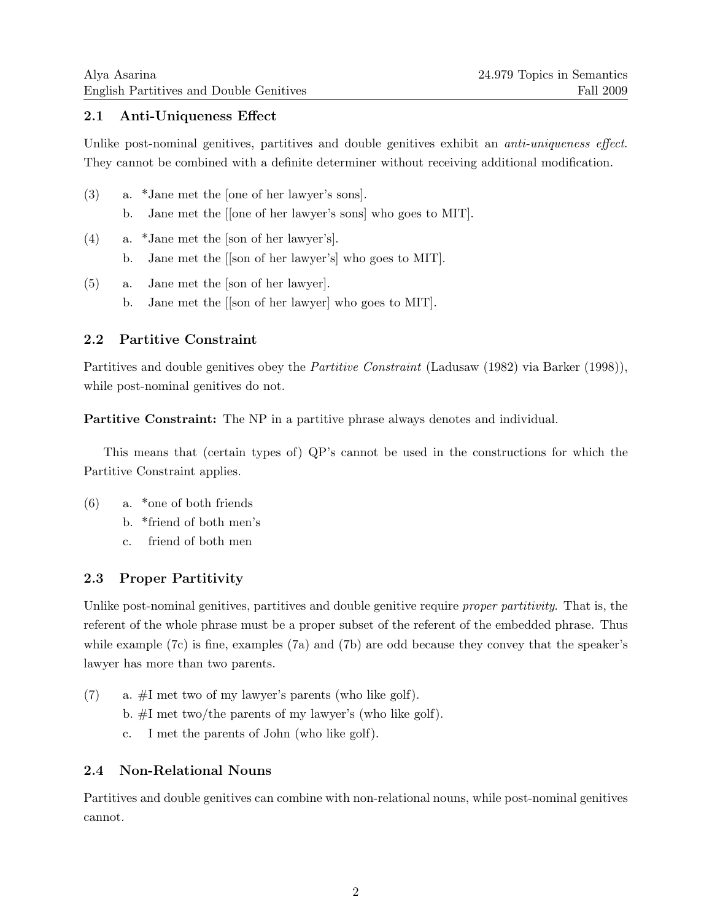## 2.1 Anti-Uniqueness Effect

Unlike post-nominal genitives, partitives and double genitives exhibit an *anti-uniqueness effect*. They cannot be combined with a definite determiner without receiving additional modification.

(3) a. *Jane met the [one of her lawyer's sons].
    b. Jane met the [[one of her lawyer's sons] who goes to MIT].

(4) a. *Jane met the [son of her lawyer's].
    b. Jane met the [[son of her lawyer's] who goes to MIT].

(5) a. Jane met the [son of her lawyer].
    b. Jane met the [[son of her lawyer] who goes to MIT].

## 2.2 Partitive Constraint

Partitives and double genitives obey the *Partitive Constraint* (Ladusaw (1982) via Barker (1998)), while post-nominal genitives do not.

**Partitive Constraint:** The NP in a partitive phrase always denotes and individual.

This means that (certain types of) QP's cannot be used in the constructions for which the Partitive Constraint applies.

(6) a. *one of both friends
    b. *friend of both men's
    c. friend of both men

## 2.3 Proper Partitivity

Unlike post-nominal genitives, partitives and double genitive require *proper partitivity*. That is, the referent of the whole phrase must be a proper subset of the referent of the embedded phrase. Thus while example (7c) is fine, examples (7a) and (7b) are odd because they convey that the speaker's lawyer has more than two parents.

(7) a. #I met two of my lawyer's parents (who like golf).
    b. #I met two/the parents of my lawyer's (who like golf).
    c. I met the parents of John (who like golf).

## 2.4 Non-Relational Nouns

Partitives and double genitives can combine with non-relational nouns, while post-nominal genitives cannot.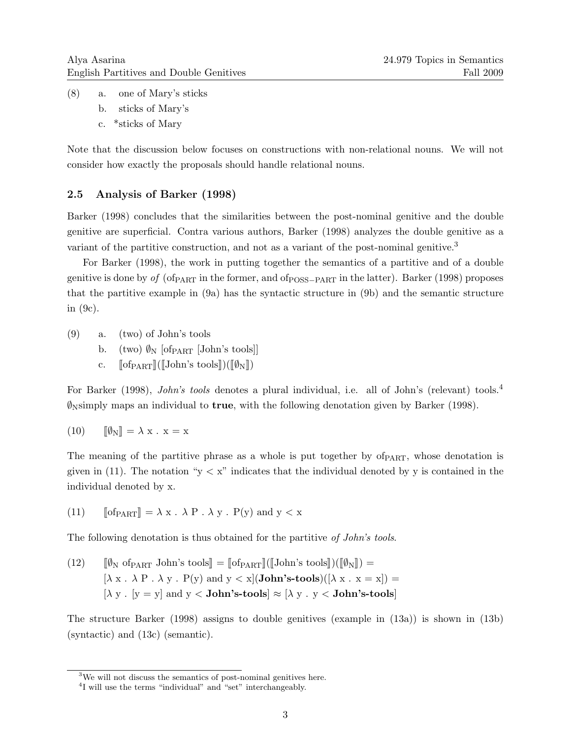(8) a. one of Mary's sticks
 b. sticks of Mary's
 c. *sticks of Mary

Note that the discussion below focuses on constructions with non-relational nouns. We will not consider how exactly the proposals should handle relational nouns.

### 2.5 Analysis of Barker (1998)

Barker (1998) concludes that the similarities between the post-nominal genitive and the double genitive are superficial. Contra various authors, Barker (1998) analyzes the double genitive as a variant of the partitive construction, and not as a variant of the post-nominal genitive.[3]

For Barker (1998), the work in putting together the semantics of a partitive and of a double genitive is done by *of* ($\text{of}_{\text{PART}}$ in the former, and $\text{of}_{\text{POSS-PART}}$ in the latter). Barker (1998) proposes that the partitive example in (9a) has the syntactic structure in (9b) and the semantic structure in (9c).

(9) a. (two) of John's tools
 b. (two) $\emptyset_{\text{N}}$ [$\text{of}_{\text{PART}}$ [John's tools]]
 c. $[\![\text{of}_{\text{PART}}]\!]([\![\text{John's tools}]\!])([\![\emptyset_{\text{N}}]\!])$

For Barker (1998), *John's tools* denotes a plural individual, i.e. all of John's (relevant) tools.[4] $\emptyset_{\text{N}}$simply maps an individual to **true**, with the following denotation given by Barker (1998).

(10) $[\![\emptyset_{\text{N}}]\!] = \lambda\ \text{x}\ .\ \text{x} = \text{x}$

The meaning of the partitive phrase as a whole is put together by $\text{of}_{\text{PART}}$, whose denotation is given in (11). The notation "y < x" indicates that the individual denoted by y is contained in the individual denoted by x.

(11) $[\![\text{of}_{\text{PART}}]\!] = \lambda\ \text{x}\ .\ \lambda\ \text{P}\ .\ \lambda\ \text{y}\ .\ \text{P(y) and y} < \text{x}$

The following denotation is thus obtained for the partitive *of John's tools*.

(12) $[\![\emptyset_{\text{N}}\ \text{of}_{\text{PART}}\ \text{John's tools}]\!] = [\![\text{of}_{\text{PART}}]\!]([\![\text{John's tools}]\!])([\![\emptyset_{\text{N}}]\!]) =$
$[\lambda\ \text{x}\ .\ \lambda\ \text{P}\ .\ \lambda\ \text{y}\ .\ \text{P(y) and y} < \text{x}](\textbf{John's-tools})([\lambda\ \text{x}\ .\ \text{x} = \text{x}]) =$
$[\lambda\ \text{y}\ .\ [\text{y} = \text{y}]\ \text{and y} < \textbf{John's-tools}] \approx [\lambda\ \text{y}\ .\ \text{y} < \textbf{John's-tools}]$

The structure Barker (1998) assigns to double genitives (example in (13a)) is shown in (13b) (syntactic) and (13c) (semantic).

[3] We will not discuss the semantics of post-nominal genitives here.

[4] I will use the terms "individual" and "set" interchangeably.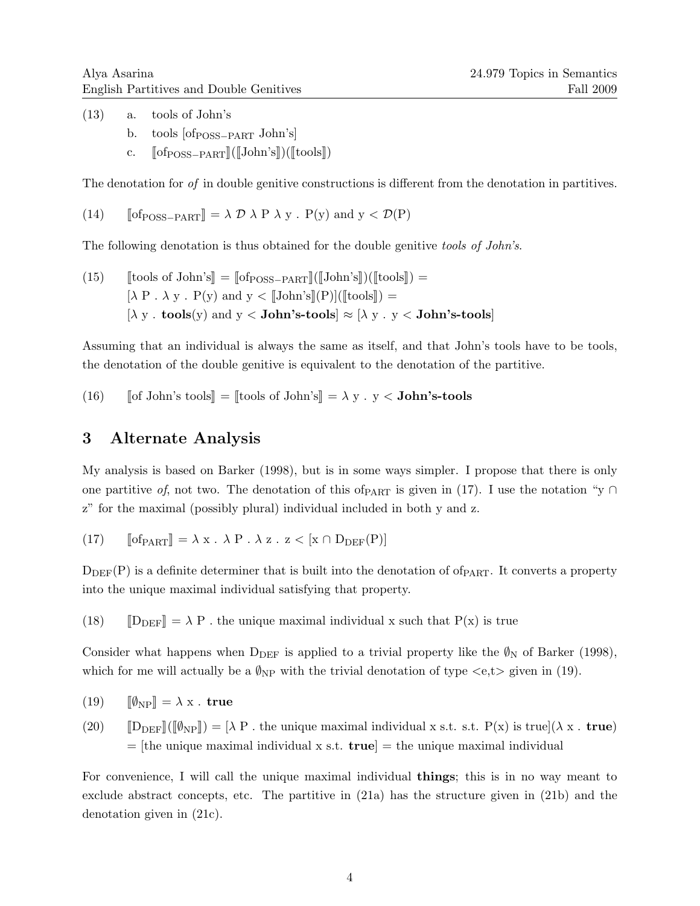(13) a. tools of John's

b. tools [of$_{\text{POSS-PART}}$ John's]

c. $[\![\text{of}_{\text{POSS-PART}}]\!]([\![\text{John's}]\!])([\![\text{tools}]\!])$

The denotation for *of* in double genitive constructions is different from the denotation in partitives.

(14) $[\![\text{of}_{\text{POSS-PART}}]\!] = \lambda\, \mathcal{D}\ \lambda\, \text{P}\ \lambda\, \text{y} .\ \text{P(y) and y} < \mathcal{D}\text{(P)}$

The following denotation is thus obtained for the double genitive *tools of John's*.

(15) $[\![\text{tools of John's}]\!] = [\![\text{of}_{\text{POSS-PART}}]\!]([\![\text{John's}]\!])([\![\text{tools}]\!]) =$
$[\lambda\, \text{P} .\ \lambda\, \text{y} .\ \text{P(y) and y} < [\![\text{John's}]\!]\text{(P)}]([\![\text{tools}]\!]) =$
$[\lambda\, \text{y} .\ \textbf{tools}\text{(y) and y} < \textbf{John's-tools}] \approx [\lambda\, \text{y} .\ \text{y} < \textbf{John's-tools}]$

Assuming that an individual is always the same as itself, and that John's tools have to be tools, the denotation of the double genitive is equivalent to the denotation of the partitive.

(16) $[\![\text{of John's tools}]\!] = [\![\text{tools of John's}]\!] = \lambda\, \text{y} .\ \text{y} < \textbf{John's-tools}$

## 3 Alternate Analysis

My analysis is based on Barker (1998), but is in some ways simpler. I propose that there is only one partitive *of*, not two. The denotation of this of$_{\text{PART}}$ is given in (17). I use the notation "y ∩ z" for the maximal (possibly plural) individual included in both y and z.

(17) $[\![\text{of}_{\text{PART}}]\!] = \lambda\, \text{x} .\ \lambda\, \text{P} .\ \lambda\, \text{z} .\ \text{z} < [\text{x} \cap \text{D}_{\text{DEF}}\text{(P)}]$

$\text{D}_{\text{DEF}}\text{(P)}$ is a definite determiner that is built into the denotation of of$_{\text{PART}}$. It converts a property into the unique maximal individual satisfying that property.

(18) $[\![\text{D}_{\text{DEF}}]\!] = \lambda\, \text{P}$ . the unique maximal individual x such that P(x) is true

Consider what happens when $\text{D}_{\text{DEF}}$ is applied to a trivial property like the $\emptyset_{\text{N}}$ of Barker (1998), which for me will actually be a $\emptyset_{\text{NP}}$ with the trivial denotation of type <e,t> given in (19).

(19) $[\![\emptyset_{\text{NP}}]\!] = \lambda\, \text{x} .\ \textbf{true}$

(20) $[\![\text{D}_{\text{DEF}}]\!]([\![\emptyset_{\text{NP}}]\!]) = [\lambda\, \text{P}$ . the unique maximal individual x s.t. s.t. P(x) is true$](\lambda\, \text{x} .\ \textbf{true})$
= [the unique maximal individual x s.t. **true**] = the unique maximal individual

For convenience, I will call the unique maximal individual **things**; this is in no way meant to exclude abstract concepts, etc. The partitive in (21a) has the structure given in (21b) and the denotation given in (21c).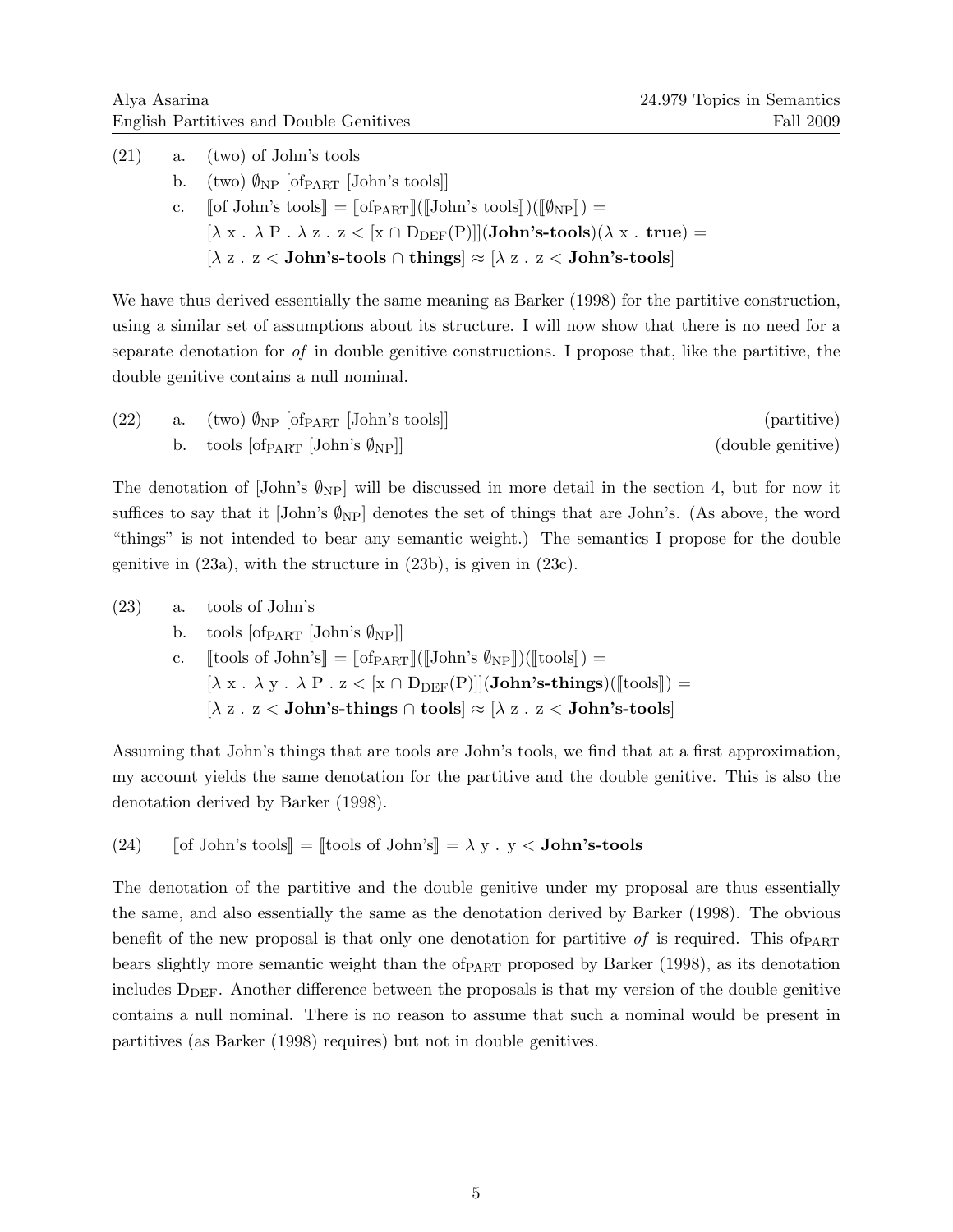(21) a. (two) of John's tools

b. (two) $\emptyset_{\text{NP}}$ [of$_{\text{PART}}$ [John's tools]]

c. $[\![\text{of John's tools}]\!] = [\![\text{of}_{\text{PART}}]\!]([\![\text{John's tools}]\!])([\![\emptyset_{\text{NP}}]\!]) =$
$[\lambda\,x\,.\,\lambda\,P\,.\,\lambda\,z\,.\,z < [x \cap D_{\text{DEF}}(P)]](\textbf{John's-tools})(\lambda\,x\,.\,\textbf{true}) =$
$[\lambda\,z\,.\,z < \textbf{John's-tools} \cap \textbf{things}] \approx [\lambda\,z\,.\,z < \textbf{John's-tools}]$

We have thus derived essentially the same meaning as Barker (1998) for the partitive construction, using a similar set of assumptions about its structure. I will now show that there is no need for a separate denotation for *of* in double genitive constructions. I propose that, like the partitive, the double genitive contains a null nominal.

(22) a. (two) $\emptyset_{\text{NP}}$ [of$_{\text{PART}}$ [John's tools]] (partitive)

b. tools [of$_{\text{PART}}$ [John's $\emptyset_{\text{NP}}$]] (double genitive)

The denotation of [John's $\emptyset_{\text{NP}}$] will be discussed in more detail in the section 4, but for now it suffices to say that it [John's $\emptyset_{\text{NP}}$] denotes the set of things that are John's. (As above, the word "things" is not intended to bear any semantic weight.) The semantics I propose for the double genitive in (23a), with the structure in (23b), is given in (23c).

(23) a. tools of John's

b. tools [of$_{\text{PART}}$ [John's $\emptyset_{\text{NP}}$]]

c. $[\![\text{tools of John's}]\!] = [\![\text{of}_{\text{PART}}]\!]([\![\text{John's } \emptyset_{\text{NP}}]\!])([\![\text{tools}]\!]) =$
$[\lambda\,x\,.\,\lambda\,y\,.\,\lambda\,P\,.\,z < [x \cap D_{\text{DEF}}(P)]](\textbf{John's-things})([\![\text{tools}]\!]) =$
$[\lambda\,z\,.\,z < \textbf{John's-things} \cap \textbf{tools}] \approx [\lambda\,z\,.\,z < \textbf{John's-tools}]$

Assuming that John's things that are tools are John's tools, we find that at a first approximation, my account yields the same denotation for the partitive and the double genitive. This is also the denotation derived by Barker (1998).

(24) $[\![\text{of John's tools}]\!] = [\![\text{tools of John's}]\!] = \lambda\,y\,.\,y < \textbf{John's-tools}$

The denotation of the partitive and the double genitive under my proposal are thus essentially the same, and also essentially the same as the denotation derived by Barker (1998). The obvious benefit of the new proposal is that only one denotation for partitive *of* is required. This of$_{\text{PART}}$ bears slightly more semantic weight than the of$_{\text{PART}}$ proposed by Barker (1998), as its denotation includes $D_{\text{DEF}}$. Another difference between the proposals is that my version of the double genitive contains a null nominal. There is no reason to assume that such a nominal would be present in partitives (as Barker (1998) requires) but not in double genitives.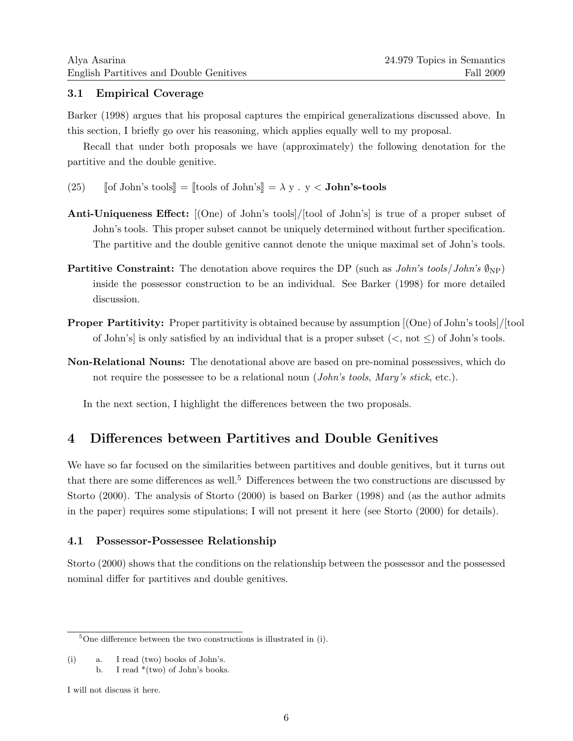### 3.1 Empirical Coverage

Barker (1998) argues that his proposal captures the empirical generalizations discussed above. In this section, I briefly go over his reasoning, which applies equally well to my proposal.

Recall that under both proposals we have (approximately) the following denotation for the partitive and the double genitive.

(25) $[\![\text{of John's tools}]\!] = [\![\text{tools of John's}]\!] = \lambda\, y\, .\, y < \textbf{John's-tools}$

**Anti-Uniqueness Effect:** [(One) of John's tools]/[tool of John's] is true of a proper subset of John's tools. This proper subset cannot be uniquely determined without further specification. The partitive and the double genitive cannot denote the unique maximal set of John's tools.

**Partitive Constraint:** The denotation above requires the DP (such as *John's tools*/*John's* $\emptyset_{\text{NP}}$) inside the possessor construction to be an individual. See Barker (1998) for more detailed discussion.

**Proper Partitivity:** Proper partitivity is obtained because by assumption [(One) of John's tools]/[tool of John's] is only satisfied by an individual that is a proper subset ($<$, not $\leq$) of John's tools.

**Non-Relational Nouns:** The denotational above are based on pre-nominal possessives, which do not require the possessee to be a relational noun (*John's tools*, *Mary's stick*, etc.).

In the next section, I highlight the differences between the two proposals.

## 4 Differences between Partitives and Double Genitives

We have so far focused on the similarities between partitives and double genitives, but it turns out that there are some differences as well.[5] Differences between the two constructions are discussed by Storto (2000). The analysis of Storto (2000) is based on Barker (1998) and (as the author admits in the paper) requires some stipulations; I will not present it here (see Storto (2000) for details).

### 4.1 Possessor-Possessee Relationship

Storto (2000) shows that the conditions on the relationship between the possessor and the possessed nominal differ for partitives and double genitives.

---

[5] One difference between the two constructions is illustrated in (i).

(i) a. I read (two) books of John's.
 b. I read *(two) of John's books.

I will not discuss it here.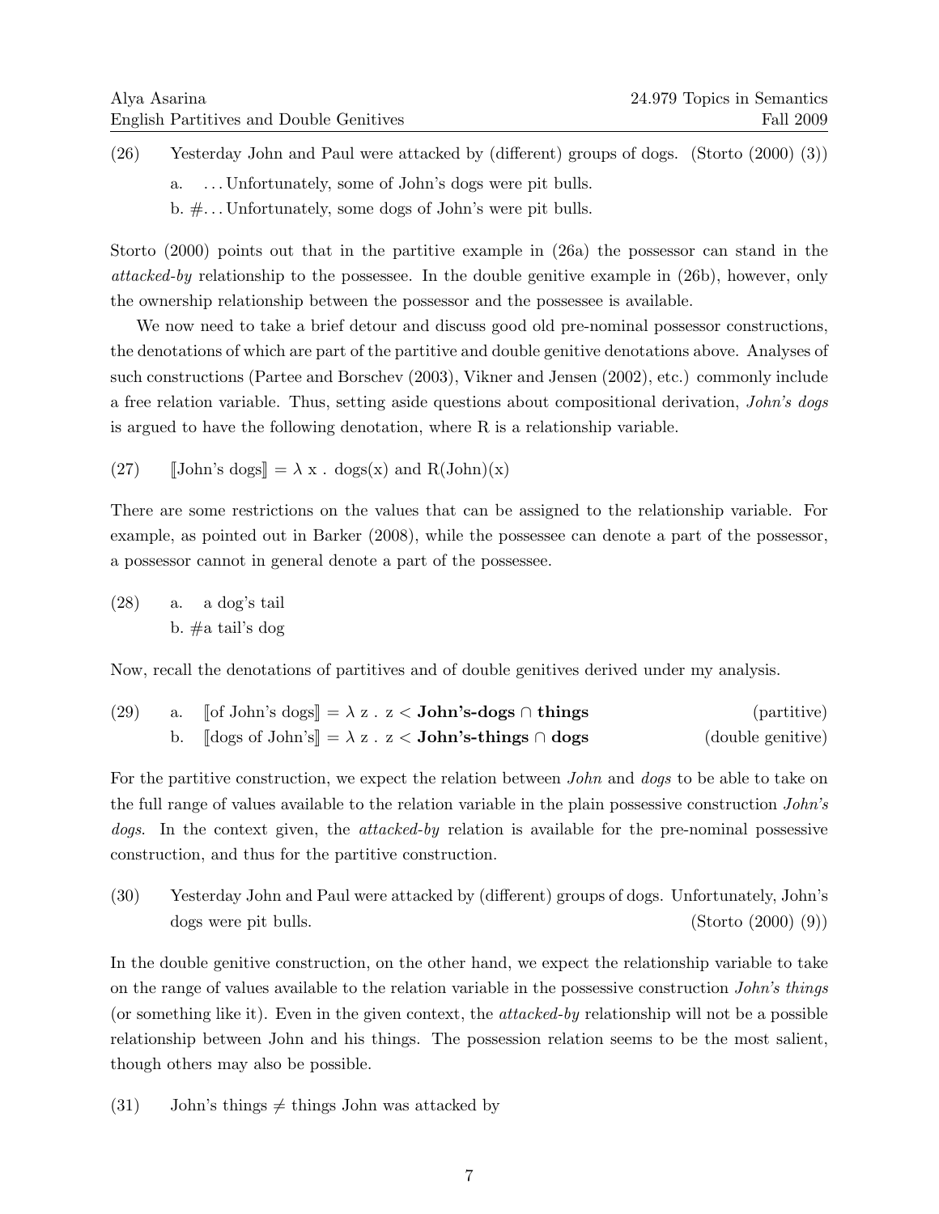(26) Yesterday John and Paul were attacked by (different) groups of dogs. (Storto (2000) (3))

a. ...Unfortunately, some of John's dogs were pit bulls.

b. #...Unfortunately, some dogs of John's were pit bulls.

Storto (2000) points out that in the partitive example in (26a) the possessor can stand in the *attacked-by* relationship to the possessee. In the double genitive example in (26b), however, only the ownership relationship between the possessor and the possessee is available.

We now need to take a brief detour and discuss good old pre-nominal possessor constructions, the denotations of which are part of the partitive and double genitive denotations above. Analyses of such constructions (Partee and Borschev (2003), Vikner and Jensen (2002), etc.) commonly include a free relation variable. Thus, setting aside questions about compositional derivation, *John's dogs* is argued to have the following denotation, where R is a relationship variable.

(27) $[\![\text{John's dogs}]\!] = \lambda x\ .\ \text{dogs}(x) \text{ and } R(\text{John})(x)$

There are some restrictions on the values that can be assigned to the relationship variable. For example, as pointed out in Barker (2008), while the possessee can denote a part of the possessor, a possessor cannot in general denote a part of the possessee.

(28) a. a dog's tail

b. #a tail's dog

Now, recall the denotations of partitives and of double genitives derived under my analysis.

(29) a. $[\![\text{of John's dogs}]\!] = \lambda z\ .\ z < \textbf{John's-dogs} \cap \textbf{things}$ (partitive)

b. $[\![\text{dogs of John's}]\!] = \lambda z\ .\ z < \textbf{John's-things} \cap \textbf{dogs}$ (double genitive)

For the partitive construction, we expect the relation between *John* and *dogs* to be able to take on the full range of values available to the relation variable in the plain possessive construction *John's dogs*. In the context given, the *attacked-by* relation is available for the pre-nominal possessive construction, and thus for the partitive construction.

(30) Yesterday John and Paul were attacked by (different) groups of dogs. Unfortunately, John's dogs were pit bulls. (Storto (2000) (9))

In the double genitive construction, on the other hand, we expect the relationship variable to take on the range of values available to the relation variable in the possessive construction *John's things* (or something like it). Even in the given context, the *attacked-by* relationship will not be a possible relationship between John and his things. The possession relation seems to be the most salient, though others may also be possible.

(31) John's things $\neq$ things John was attacked by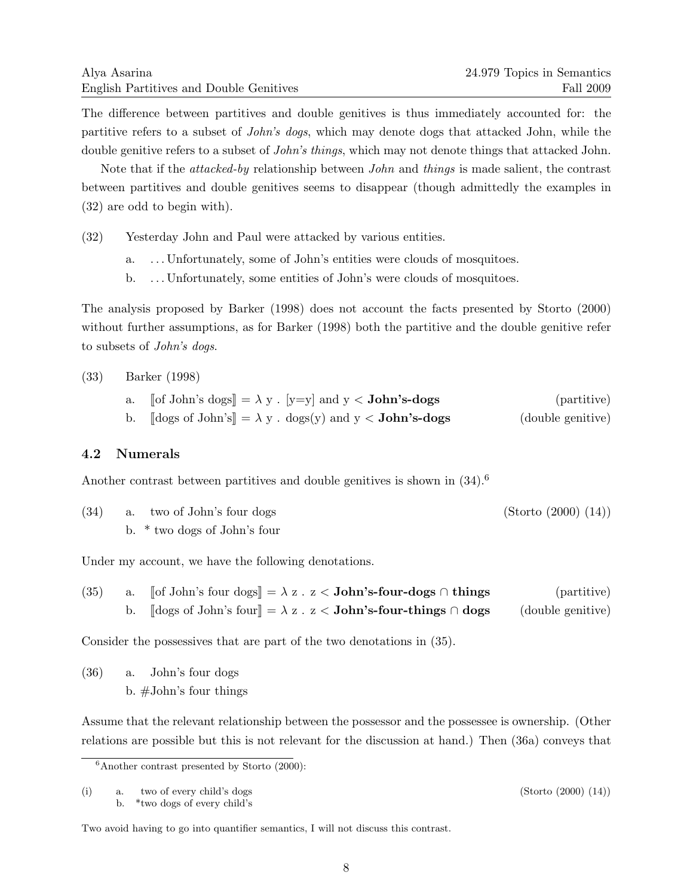The difference between partitives and double genitives is thus immediately accounted for: the partitive refers to a subset of *John's dogs*, which may denote dogs that attacked John, while the double genitive refers to a subset of *John's things*, which may not denote things that attacked John.

Note that if the *attacked-by* relationship between *John* and *things* is made salient, the contrast between partitives and double genitives seems to disappear (though admittedly the examples in (32) are odd to begin with).

(32) Yesterday John and Paul were attacked by various entities.

  a. . . . Unfortunately, some of John's entities were clouds of mosquitoes.

  b. . . . Unfortunately, some entities of John's were clouds of mosquitoes.

The analysis proposed by Barker (1998) does not account the facts presented by Storto (2000) without further assumptions, as for Barker (1998) both the partitive and the double genitive refer to subsets of *John's dogs*.

(33) Barker (1998)

  a. $[\![\text{of John's dogs}]\!] = \lambda$ y . [y=y] and y < **John's-dogs** (partitive)

  b. $[\![\text{dogs of John's}]\!] = \lambda$ y . dogs(y) and y < **John's-dogs** (double genitive)

## 4.2 Numerals

Another contrast between partitives and double genitives is shown in (34).[6]

(34) a. two of John's four dogs (Storto (2000) (14))

  b. * two dogs of John's four

Under my account, we have the following denotations.

(35) a. $[\![\text{of John's four dogs}]\!] = \lambda$ z . z < **John's-four-dogs** ∩ **things** (partitive)

  b. $[\![\text{dogs of John's four}]\!] = \lambda$ z . z < **John's-four-things** ∩ **dogs** (double genitive)

Consider the possessives that are part of the two denotations in (35).

(36) a. John's four dogs

  b. #John's four things

Assume that the relevant relationship between the possessor and the possessee is ownership. (Other relations are possible but this is not relevant for the discussion at hand.) Then (36a) conveys that

---

[6] Another contrast presented by Storto (2000):

(i) a. two of every child's dogs (Storto (2000) (14))

  b. *two dogs of every child's

Two avoid having to go into quantifier semantics, I will not discuss this contrast.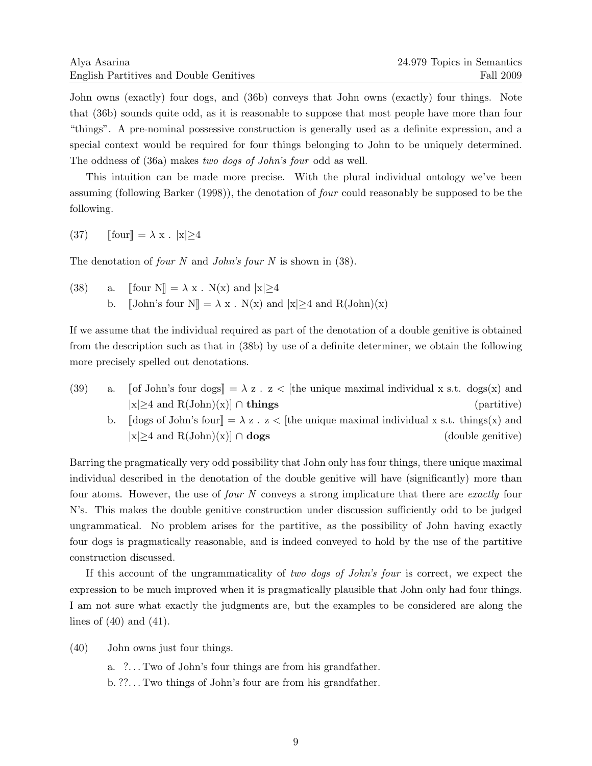John owns (exactly) four dogs, and (36b) conveys that John owns (exactly) four things. Note that (36b) sounds quite odd, as it is reasonable to suppose that most people have more than four "things". A pre-nominal possessive construction is generally used as a definite expression, and a special context would be required for four things belonging to John to be uniquely determined. The oddness of (36a) makes *two dogs of John's four* odd as well.

This intuition can be made more precise. With the plural individual ontology we've been assuming (following Barker (1998)), the denotation of *four* could reasonably be supposed to be the following.

(37) $[\![\text{four}]\!] = \lambda$ x . $|x| \geq 4$

The denotation of *four N* and *John's four N* is shown in (38).

(38) a. $[\![\text{four N}]\!] = \lambda$ x . N(x) and $|x| \geq 4$
b. $[\![\text{John's four N}]\!] = \lambda$ x . N(x) and $|x| \geq 4$ and R(John)(x)

If we assume that the individual required as part of the denotation of a double genitive is obtained from the description such as that in (38b) by use of a definite determiner, we obtain the following more precisely spelled out denotations.

(39) a. $[\![\text{of John's four dogs}]\!] = \lambda$ z . z $<$ [the unique maximal individual x s.t. dogs(x) and $|x| \geq 4$ and R(John)(x)] $\cap$ **things** (partitive)
b. $[\![\text{dogs of John's four}]\!] = \lambda$ z . z $<$ [the unique maximal individual x s.t. things(x) and $|x| \geq 4$ and R(John)(x)] $\cap$ **dogs** (double genitive)

Barring the pragmatically very odd possibility that John only has four things, there unique maximal individual described in the denotation of the double genitive will have (significantly) more than four atoms. However, the use of *four N* conveys a strong implicature that there are *exactly* four N's. This makes the double genitive construction under discussion sufficiently odd to be judged ungrammatical. No problem arises for the partitive, as the possibility of John having exactly four dogs is pragmatically reasonable, and is indeed conveyed to hold by the use of the partitive construction discussed.

If this account of the ungrammaticality of *two dogs of John's four* is correct, we expect the expression to be much improved when it is pragmatically plausible that John only had four things. I am not sure what exactly the judgments are, but the examples to be considered are along the lines of (40) and (41).

(40) John owns just four things.
a. ?. . . Two of John's four things are from his grandfather.
b. ??. . . Two things of John's four are from his grandfather.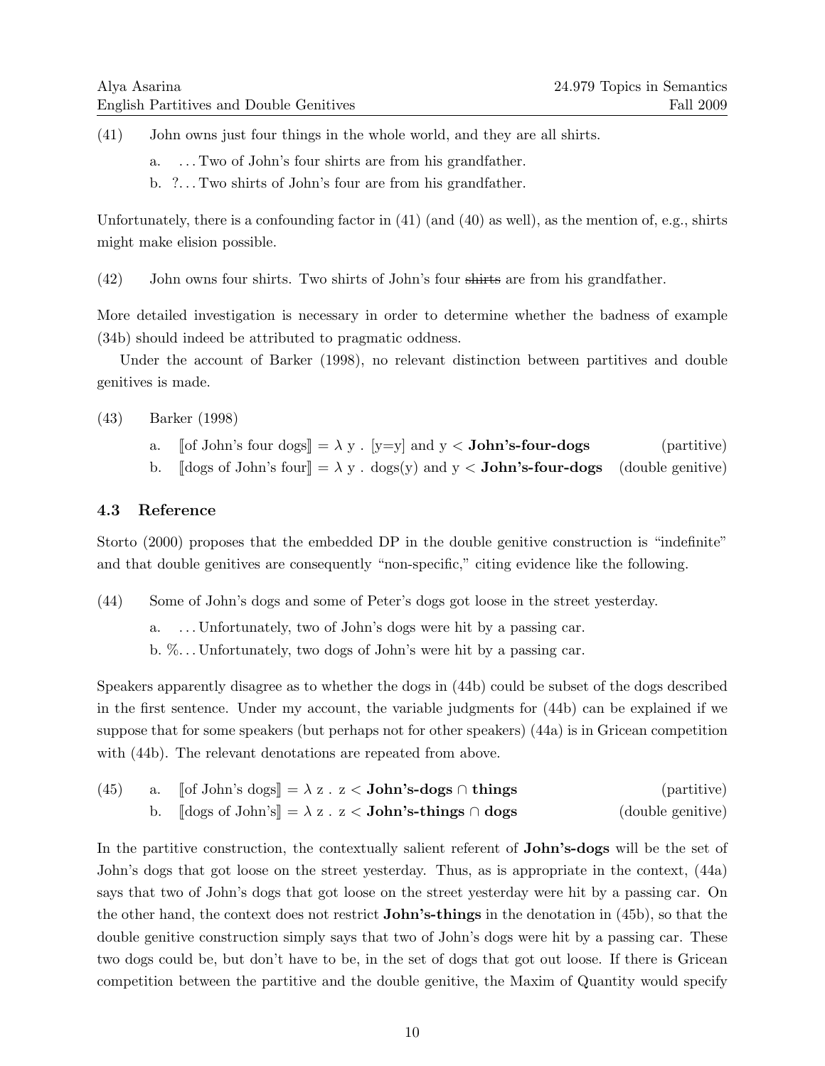(41) John owns just four things in the whole world, and they are all shirts.

a. . . . Two of John's four shirts are from his grandfather.

b. ?. . . Two shirts of John's four are from his grandfather.

Unfortunately, there is a confounding factor in (41) (and (40) as well), as the mention of, e.g., shirts might make elision possible.

(42) John owns four shirts. Two shirts of John's four ~~shirts~~ are from his grandfather.

More detailed investigation is necessary in order to determine whether the badness of example (34b) should indeed be attributed to pragmatic oddness.

Under the account of Barker (1998), no relevant distinction between partitives and double genitives is made.

(43) Barker (1998)

a. ⟦of John's four dogs⟧ = λ y . [y=y] and y < **John's-four-dogs** (partitive)

b. ⟦dogs of John's four⟧ = λ y . dogs(y) and y < **John's-four-dogs** (double genitive)

### 4.3 Reference

Storto (2000) proposes that the embedded DP in the double genitive construction is "indefinite" and that double genitives are consequently "non-specific," citing evidence like the following.

(44) Some of John's dogs and some of Peter's dogs got loose in the street yesterday.

a. . . . Unfortunately, two of John's dogs were hit by a passing car.

b. %. . . Unfortunately, two dogs of John's were hit by a passing car.

Speakers apparently disagree as to whether the dogs in (44b) could be subset of the dogs described in the first sentence. Under my account, the variable judgments for (44b) can be explained if we suppose that for some speakers (but perhaps not for other speakers) (44a) is in Gricean competition with (44b). The relevant denotations are repeated from above.

(45) a. ⟦of John's dogs⟧ = λ z . z < **John's-dogs** ∩ **things** (partitive)

b. ⟦dogs of John's⟧ = λ z . z < **John's-things** ∩ **dogs** (double genitive)

In the partitive construction, the contextually salient referent of **John's-dogs** will be the set of John's dogs that got loose on the street yesterday. Thus, as is appropriate in the context, (44a) says that two of John's dogs that got loose on the street yesterday were hit by a passing car. On the other hand, the context does not restrict **John's-things** in the denotation in (45b), so that the double genitive construction simply says that two of John's dogs were hit by a passing car. These two dogs could be, but don't have to be, in the set of dogs that got out loose. If there is Gricean competition between the partitive and the double genitive, the Maxim of Quantity would specify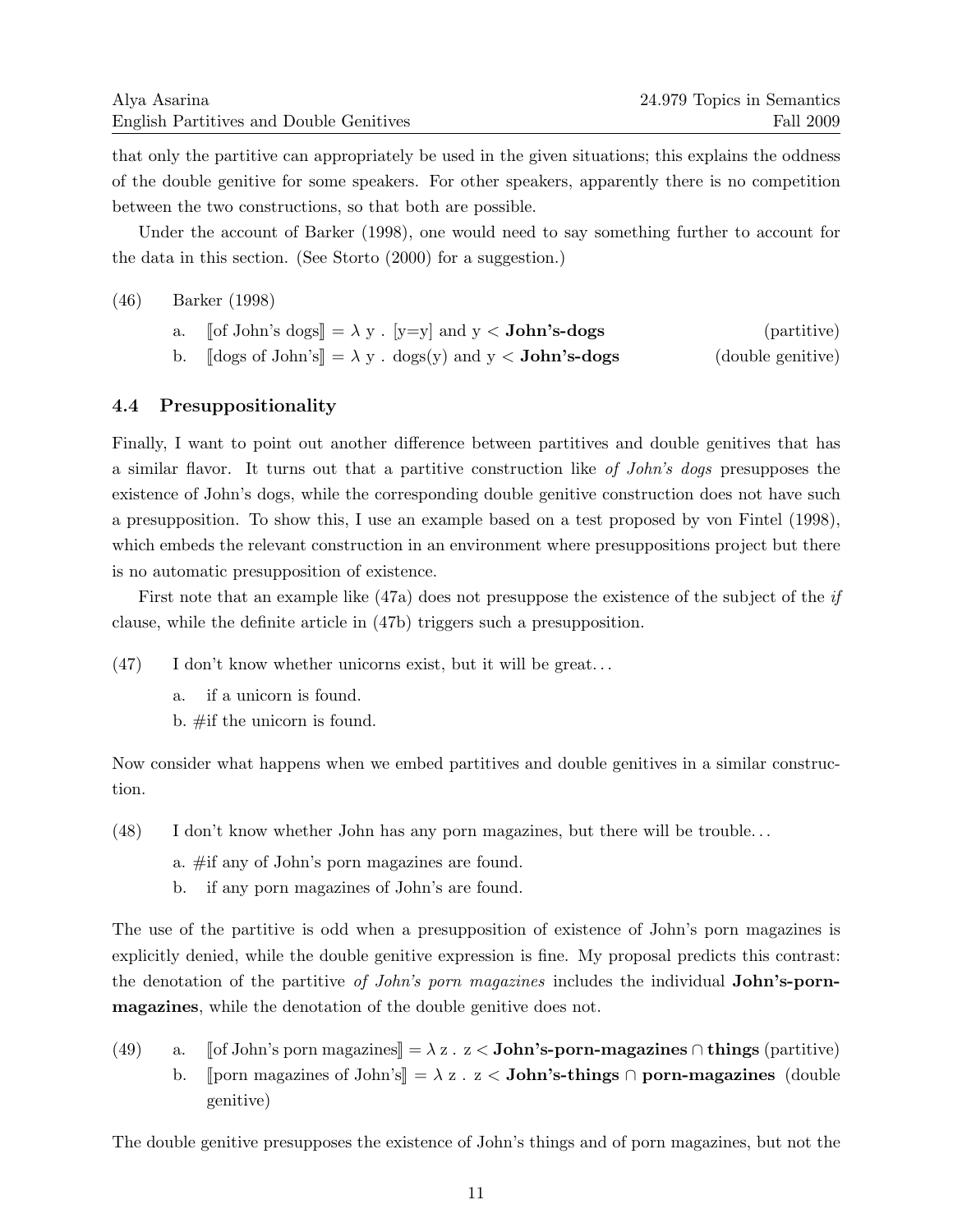that only the partitive can appropriately be used in the given situations; this explains the oddness of the double genitive for some speakers. For other speakers, apparently there is no competition between the two constructions, so that both are possible.

Under the account of Barker (1998), one would need to say something further to account for the data in this section. (See Storto (2000) for a suggestion.)

(46) Barker (1998)

a. ⟦of John's dogs⟧ = λ y . [y=y] and y < **John's-dogs** (partitive)

b. ⟦dogs of John's⟧ = λ y . dogs(y) and y < **John's-dogs** (double genitive)

### 4.4 Presuppositionality

Finally, I want to point out another difference between partitives and double genitives that has a similar flavor. It turns out that a partitive construction like *of John's dogs* presupposes the existence of John's dogs, while the corresponding double genitive construction does not have such a presupposition. To show this, I use an example based on a test proposed by von Fintel (1998), which embeds the relevant construction in an environment where presuppositions project but there is no automatic presupposition of existence.

First note that an example like (47a) does not presuppose the existence of the subject of the *if* clause, while the definite article in (47b) triggers such a presupposition.

(47) I don't know whether unicorns exist, but it will be great...

a. if a unicorn is found.

b. #if the unicorn is found.

Now consider what happens when we embed partitives and double genitives in a similar construction.

(48) I don't know whether John has any porn magazines, but there will be trouble...

a. #if any of John's porn magazines are found.

b. if any porn magazines of John's are found.

The use of the partitive is odd when a presupposition of existence of John's porn magazines is explicitly denied, while the double genitive expression is fine. My proposal predicts this contrast: the denotation of the partitive *of John's porn magazines* includes the individual **John's-porn-magazines**, while the denotation of the double genitive does not.

(49) a. ⟦of John's porn magazines⟧ = λ z . z < **John's-porn-magazines** ∩ **things** (partitive)

b. ⟦porn magazines of John's⟧ = λ z . z < **John's-things** ∩ **porn-magazines** (double genitive)

The double genitive presupposes the existence of John's things and of porn magazines, but not the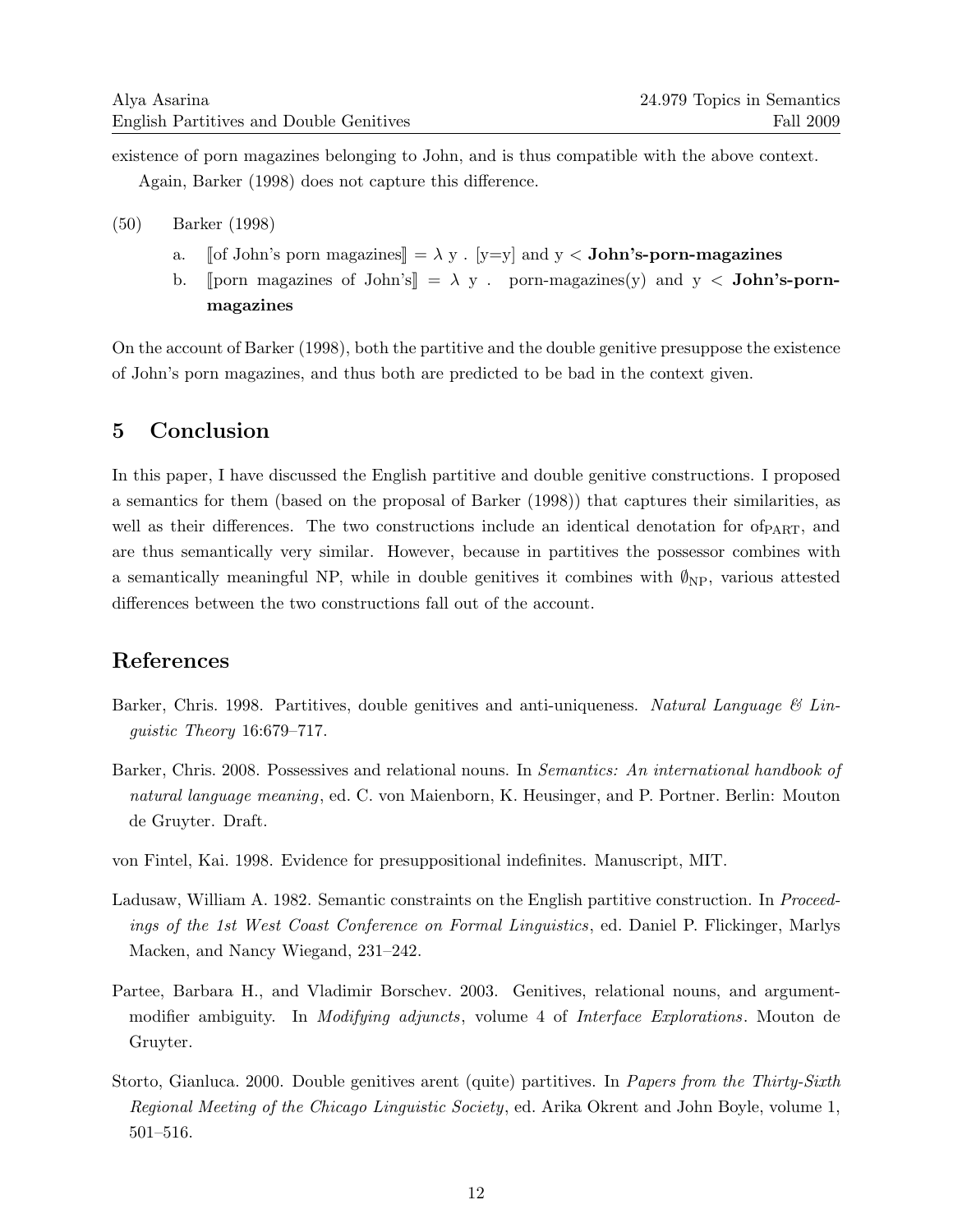existence of porn magazines belonging to John, and is thus compatible with the above context.

Again, Barker (1998) does not capture this difference.

(50) Barker (1998)

a. ⟦of John's porn magazines⟧ = λ y . [y=y] and y < **John's-porn-magazines**

b. ⟦porn magazines of John's⟧ = λ y . porn-magazines(y) and y < **John's-porn-magazines**

On the account of Barker (1998), both the partitive and the double genitive presuppose the existence of John's porn magazines, and thus both are predicted to be bad in the context given.

## 5 Conclusion

In this paper, I have discussed the English partitive and double genitive constructions. I proposed a semantics for them (based on the proposal of Barker (1998)) that captures their similarities, as well as their differences. The two constructions include an identical denotation for $\text{of}_{\text{PART}}$, and are thus semantically very similar. However, because in partitives the possessor combines with a semantically meaningful NP, while in double genitives it combines with $\emptyset_{\text{NP}}$, various attested differences between the two constructions fall out of the account.

## References

Barker, Chris. 1998. Partitives, double genitives and anti-uniqueness. *Natural Language & Linguistic Theory* 16:679–717.

Barker, Chris. 2008. Possessives and relational nouns. In *Semantics: An international handbook of natural language meaning*, ed. C. von Maienborn, K. Heusinger, and P. Portner. Berlin: Mouton de Gruyter. Draft.

von Fintel, Kai. 1998. Evidence for presuppositional indefinites. Manuscript, MIT.

Ladusaw, William A. 1982. Semantic constraints on the English partitive construction. In *Proceedings of the 1st West Coast Conference on Formal Linguistics*, ed. Daniel P. Flickinger, Marlys Macken, and Nancy Wiegand, 231–242.

Partee, Barbara H., and Vladimir Borschev. 2003. Genitives, relational nouns, and argument-modifier ambiguity. In *Modifying adjuncts*, volume 4 of *Interface Explorations*. Mouton de Gruyter.

Storto, Gianluca. 2000. Double genitives arent (quite) partitives. In *Papers from the Thirty-Sixth Regional Meeting of the Chicago Linguistic Society*, ed. Arika Okrent and John Boyle, volume 1, 501–516.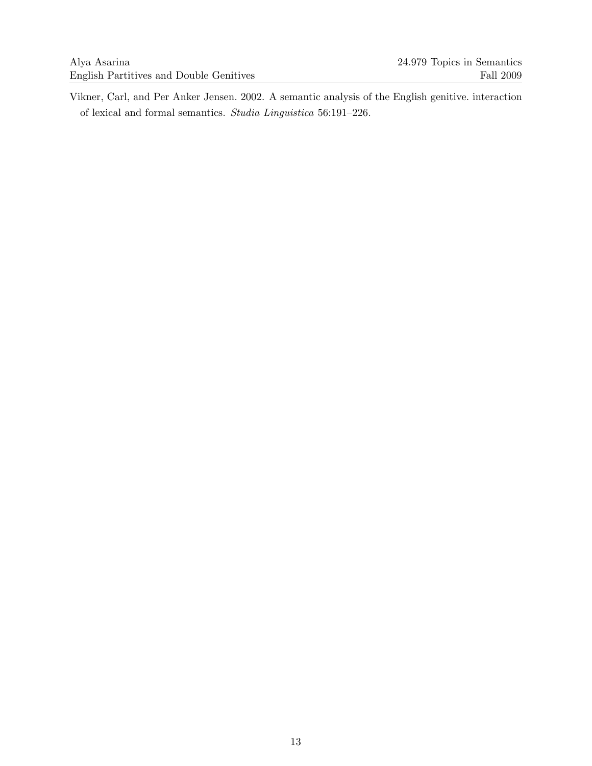Vikner, Carl, and Per Anker Jensen. 2002. A semantic analysis of the English genitive. interaction of lexical and formal semantics. *Studia Linguistica* 56:191–226.